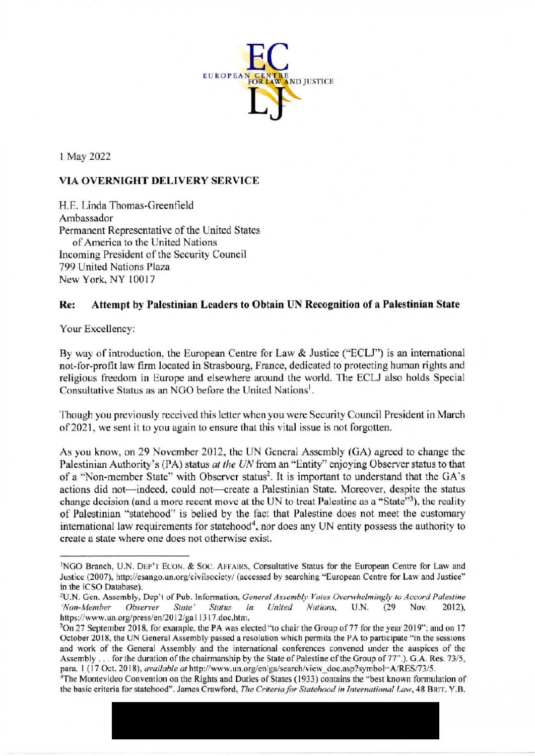EUROPEAN CENTRE FOR LAW AND JUSTICE

1 May 2022

**VIA OVERNIGHT DELIVERY SERVICE**

H.E. Linda Thomas-Greenfield
Ambassador
Permanent Representative of the United States
of America to the United Nations
Incoming President of the Security Council
799 United Nations Plaza
New York, NY 10017

**Re: Attempt by Palestinian Leaders to Obtain UN Recognition of a Palestinian State**

Your Excellency:

By way of introduction, the European Centre for Law & Justice ("ECLJ") is an international not-for-profit law firm located in Strasbourg, France, dedicated to protecting human rights and religious freedom in Europe and elsewhere around the world. The ECLJ also holds Special Consultative Status as an NGO before the United Nations[1].

Though you previously received this letter when you were Security Council President in March of 2021, we sent it to you again to ensure that this vital issue is not forgotten.

As you know, on 29 November 2012, the UN General Assembly (GA) agreed to change the Palestinian Authority's (PA) status *at the UN* from an "Entity" enjoying Observer status to that of a "Non-member State" with Observer status[2]. It is important to understand that the GA's actions did not—indeed, could not—create a Palestinian State. Moreover, despite the status change decision (and a more recent move at the UN to treat Palestine as a "State"[3]), the reality of Palestinian "statehood" is belied by the fact that Palestine does not meet the customary international law requirements for statehood[4], nor does any UN entity possess the authority to create a state where one does not otherwise exist.

---

[1]NGO Branch, U.N. DEP'T ECON. & SOC. AFFAIRS, Consultative Status for the European Centre for Law and Justice (2007), http://esango.un.org/civilsociety/ (accessed by searching "European Centre for Law and Justice" in the iCSO Database).

[2]U.N. Gen. Assembly, Dep't of Pub. Information, *General Assembly Votes Overwhelmingly to Accord Palestine 'Non-Member Observer State' Status in United Nations*, U.N. (29 Nov. 2012), https://www.un.org/press/en/2012/ga11317.doc.htm.

[3]On 27 September 2018, for example, the PA was elected "to chair the Group of 77 for the year 2019"; and on 17 October 2018, the UN General Assembly passed a resolution which permits the PA to participate "in the sessions and work of the General Assembly and the international conferences convened under the auspices of the Assembly . . . for the duration of the chairmanship by the State of Palestine of the Group of 77".). G.A. Res. 73/5, para. 1 (17 Oct. 2018), *available at* http://www.un.org/en/ga/search/view_doc.asp?symbol=A/RES/73/5.

[4]The Montevideo Convention on the Rights and Duties of States (1933) contains the "best known formulation of the basic criteria for statehood". James Crawford, *The Criteria for Statehood in International Law*, 48 BRIT. Y.B.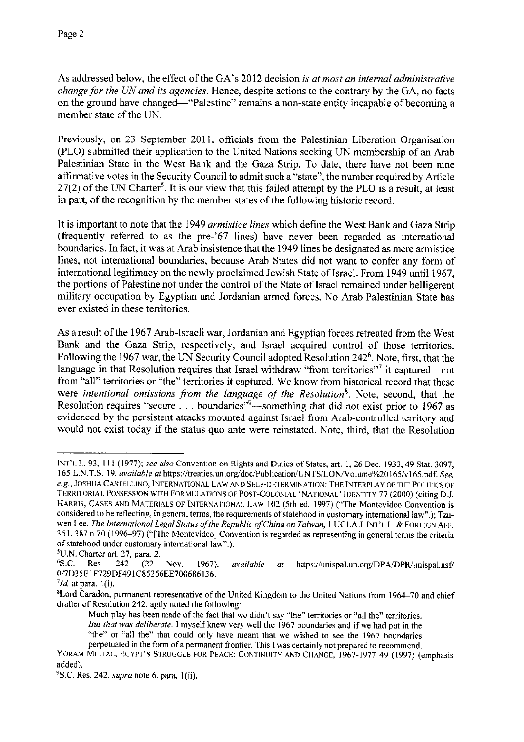As addressed below, the effect of the GA's 2012 decision *is at most an internal administrative change for the UN and its agencies*. Hence, despite actions to the contrary by the GA, no facts on the ground have changed—"Palestine" remains a non-state entity incapable of becoming a member state of the UN.

Previously, on 23 September 2011, officials from the Palestinian Liberation Organisation (PLO) submitted their application to the United Nations seeking UN membership of an Arab Palestinian State in the West Bank and the Gaza Strip. To date, there have not been nine affirmative votes in the Security Council to admit such a "state", the number required by Article 27(2) of the UN Charter[5]. It is our view that this failed attempt by the PLO is a result, at least in part, of the recognition by the member states of the following historic record.

It is important to note that the 1949 *armistice lines* which define the West Bank and Gaza Strip (frequently referred to as the pre-'67 lines) have never been regarded as international boundaries. In fact, it was at Arab insistence that the 1949 lines be designated as mere armistice lines, not international boundaries, because Arab States did not want to confer any form of international legitimacy on the newly proclaimed Jewish State of Israel. From 1949 until 1967, the portions of Palestine not under the control of the State of Israel remained under belligerent military occupation by Egyptian and Jordanian armed forces. No Arab Palestinian State has ever existed in these territories.

As a result of the 1967 Arab-Israeli war, Jordanian and Egyptian forces retreated from the West Bank and the Gaza Strip, respectively, and Israel acquired control of those territories. Following the 1967 war, the UN Security Council adopted Resolution 242[6]. Note, first, that the language in that Resolution requires that Israel withdraw "from territories"[7] it captured—not from "all" territories or "the" territories it captured. We know from historical record that these were *intentional omissions from the language of the Resolution*[8]. Note, second, that the Resolution requires "secure . . . boundaries"[9]—something that did not exist prior to 1967 as evidenced by the persistent attacks mounted against Israel from Arab-controlled territory and would not exist today if the status quo ante were reinstated. Note, third, that the Resolution

---

INT'L L. 93, 111 (1977); *see also* Convention on Rights and Duties of States, art. 1, 26 Dec. 1933, 49 Stat. 3097, 165 L.N.T.S. 19, *available at* https://treaties.un.org/doc/Publication/UNTS/LON/Volume%20165/v165.pdf. *See, e.g.*, JOSHUA CASTELLINO, INTERNATIONAL LAW AND SELF-DETERMINATION: THE INTERPLAY OF THE POLITICS OF TERRITORIAL POSSESSION WITH FORMULATIONS OF POST-COLONIAL 'NATIONAL' IDENTITY 77 (2000) (citing D.J. HARRIS, CASES AND MATERIALS OF INTERNATIONAL LAW 102 (5th ed. 1997) ("The Montevideo Convention is considered to be reflecting, in general terms, the requirements of statehood in customary international law".); Tzu-wen Lee, *The International Legal Status of the Republic of China on Taiwan*, 1 UCLA J. INT'L L. & FOREIGN AFF. 351, 387 n.70 (1996–97) ("[The Montevideo] Convention is regarded as representing in general terms the criteria of statehood under customary international law".).

[5] U.N. Charter art. 27, para. 2.

[6] S.C. Res. 242 (22 Nov. 1967), *available at* https://unispal.un.org/DPA/DPR/unispal.nsf/0/7D35E1F729DF491C85256EE700686136.

[7] *Id.* at para. 1(i).

[8] Lord Caradon, permanent representative of the United Kingdom to the United Nations from 1964–70 and chief drafter of Resolution 242, aptly noted the following:

> Much play has been made of the fact that we didn't say "the" territories or "all the" territories. *But that was deliberate.* I myself knew very well the 1967 boundaries and if we had put in the "the" or "all the" that could only have meant that we wished to see the 1967 boundaries perpetuated in the form of a permanent frontier. This I was certainly not prepared to recommend.

YORAM MEITAL, EGYPT'S STRUGGLE FOR PEACE: CONTINUITY AND CHANGE, 1967-1977 49 (1997) (emphasis added).

[9] S.C. Res. 242, *supra* note 6, para. 1(ii).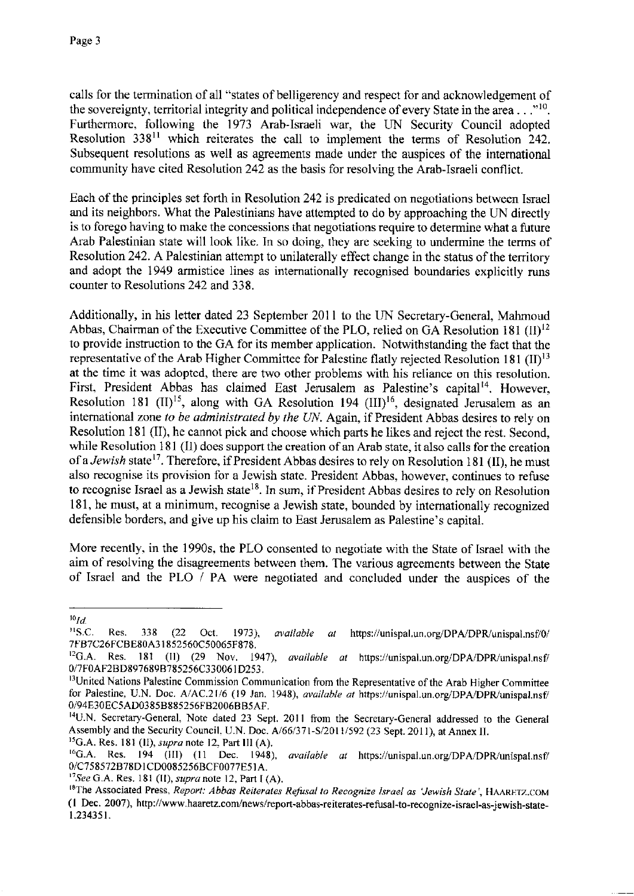calls for the termination of all "states of belligerency and respect for and acknowledgement of the sovereignty, territorial integrity and political independence of every State in the area . . ."[10]. Furthermore, following the 1973 Arab-Israeli war, the UN Security Council adopted Resolution 338[11] which reiterates the call to implement the terms of Resolution 242. Subsequent resolutions as well as agreements made under the auspices of the international community have cited Resolution 242 as the basis for resolving the Arab-Israeli conflict.

Each of the principles set forth in Resolution 242 is predicated on negotiations between Israel and its neighbors. What the Palestinians have attempted to do by approaching the UN directly is to forego having to make the concessions that negotiations require to determine what a future Arab Palestinian state will look like. In so doing, they are seeking to undermine the terms of Resolution 242. A Palestinian attempt to unilaterally effect change in the status of the territory and adopt the 1949 armistice lines as internationally recognised boundaries explicitly runs counter to Resolutions 242 and 338.

Additionally, in his letter dated 23 September 2011 to the UN Secretary-General, Mahmoud Abbas, Chairman of the Executive Committee of the PLO, relied on GA Resolution 181 (II)[12] to provide instruction to the GA for its member application. Notwithstanding the fact that the representative of the Arab Higher Committee for Palestine flatly rejected Resolution 181 (II)[13] at the time it was adopted, there are two other problems with his reliance on this resolution. First, President Abbas has claimed East Jerusalem as Palestine's capital[14]. However, Resolution 181 (II)[15], along with GA Resolution 194 (III)[16], designated Jerusalem as an international zone *to be administrated by the UN*. Again, if President Abbas desires to rely on Resolution 181 (II), he cannot pick and choose which parts he likes and reject the rest. Second, while Resolution 181 (II) does support the creation of an Arab state, it also calls for the creation of a *Jewish* state[17]. Therefore, if President Abbas desires to rely on Resolution 181 (II), he must also recognise its provision for a Jewish state. President Abbas, however, continues to refuse to recognise Israel as a Jewish state[18]. In sum, if President Abbas desires to rely on Resolution 181, he must, at a minimum, recognise a Jewish state, bounded by internationally recognized defensible borders, and give up his claim to East Jerusalem as Palestine's capital.

More recently, in the 1990s, the PLO consented to negotiate with the State of Israel with the aim of resolving the disagreements between them. The various agreements between the State of Israel and the PLO / PA were negotiated and concluded under the auspices of the

---

[10] *Id.*

[11] S.C. Res. 338 (22 Oct. 1973), *available at* https://unispal.un.org/DPA/DPR/unispal.nsf/0/7FB7C26FCBE80A31852560C50065F878.

[12] G.A. Res. 181 (II) (29 Nov. 1947), *available at* https://unispal.un.org/DPA/DPR/unispal.nsf/0/7F0AF2BD897689B785256C330061D253.

[13] United Nations Palestine Commission Communication from the Representative of the Arab Higher Committee for Palestine, U.N. Doc. A/AC.21/6 (19 Jan. 1948), *available at* https://unispal.un.org/DPA/DPR/unispal.nsf/0/94E30EC5AD0385B885256FB2006BB5AF.

[14] U.N. Secretary-General, Note dated 23 Sept. 2011 from the Secretary-General addressed to the General Assembly and the Security Council, U.N. Doc. A/66/371-S/2011/592 (23 Sept. 2011), at Annex II.

[15] G.A. Res. 181 (II), *supra* note 12, Part III (A).

[16] G.A. Res. 194 (III) (11 Dec. 1948), *available at* https://unispal.un.org/DPA/DPR/unispal.nsf/0/C758572B78D1CD0085256BCF0077E51A.

[17] *See* G.A. Res. 181 (II), *supra* note 12, Part I (A).

[18] The Associated Press, *Report: Abbas Reiterates Refusal to Recognize Israel as 'Jewish State'*, HAARETZ.COM (1 Dec. 2007), http://www.haaretz.com/news/report-abbas-reiterates-refusal-to-recognize-israel-as-jewish-state-1.234351.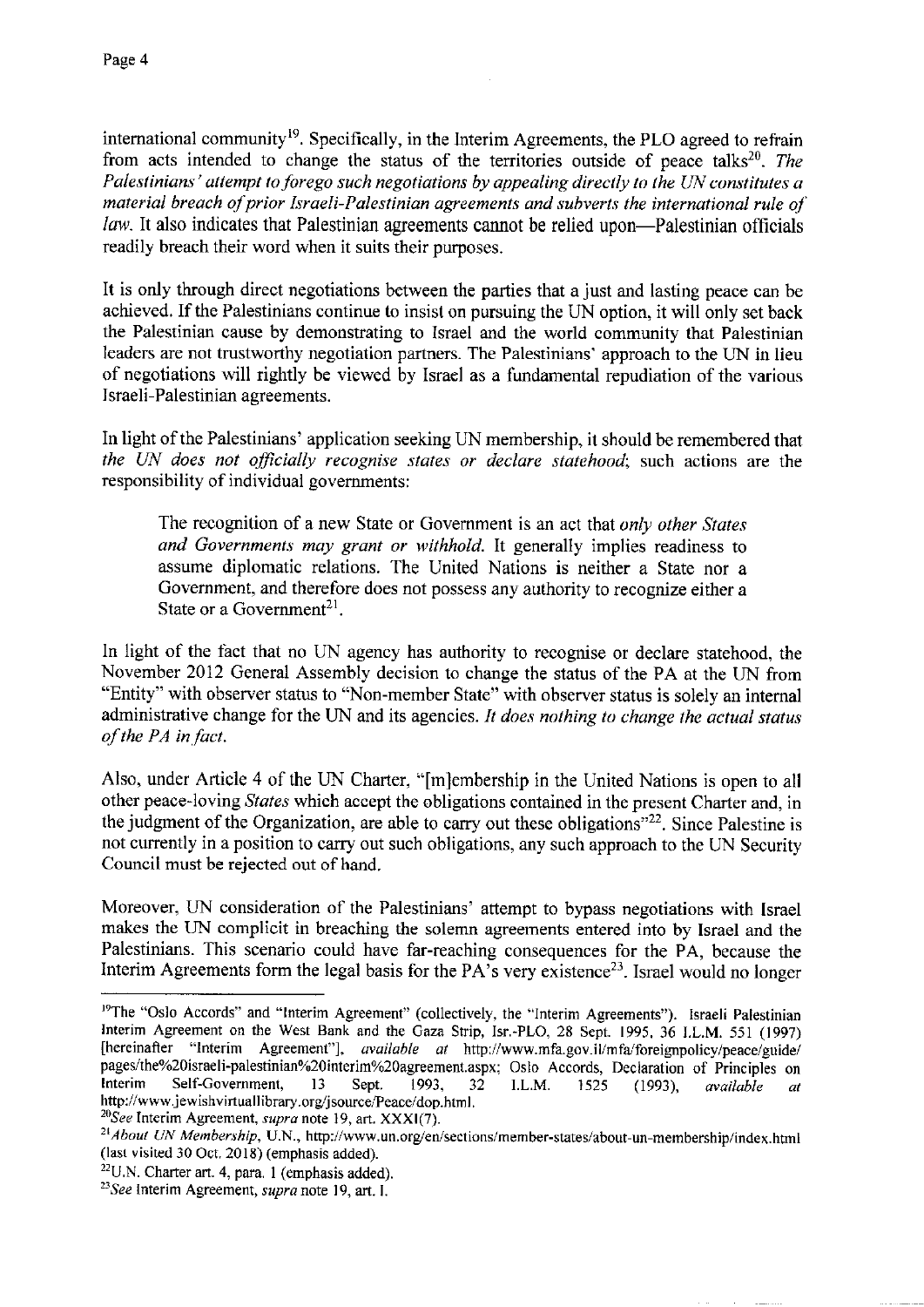international community[19]. Specifically, in the Interim Agreements, the PLO agreed to refrain from acts intended to change the status of the territories outside of peace talks[20]. *The Palestinians' attempt to forego such negotiations by appealing directly to the UN constitutes a material breach of prior Israeli-Palestinian agreements and subverts the international rule of law.* It also indicates that Palestinian agreements cannot be relied upon—Palestinian officials readily breach their word when it suits their purposes.

It is only through direct negotiations between the parties that a just and lasting peace can be achieved. If the Palestinians continue to insist on pursuing the UN option, it will only set back the Palestinian cause by demonstrating to Israel and the world community that Palestinian leaders are not trustworthy negotiation partners. The Palestinians' approach to the UN in lieu of negotiations will rightly be viewed by Israel as a fundamental repudiation of the various Israeli-Palestinian agreements.

In light of the Palestinians' application seeking UN membership, it should be remembered that *the UN does not officially recognise states or declare statehood*; such actions are the responsibility of individual governments:

> The recognition of a new State or Government is an act that *only other States and Governments may grant or withhold.* It generally implies readiness to assume diplomatic relations. The United Nations is neither a State nor a Government, and therefore does not possess any authority to recognize either a State or a Government[21].

In light of the fact that no UN agency has authority to recognise or declare statehood, the November 2012 General Assembly decision to change the status of the PA at the UN from "Entity" with observer status to "Non-member State" with observer status is solely an internal administrative change for the UN and its agencies. *It does nothing to change the actual status of the PA in fact.*

Also, under Article 4 of the UN Charter, "[m]embership in the United Nations is open to all other peace-loving *States* which accept the obligations contained in the present Charter and, in the judgment of the Organization, are able to carry out these obligations"[22]. Since Palestine is not currently in a position to carry out such obligations, any such approach to the UN Security Council must be rejected out of hand.

Moreover, UN consideration of the Palestinians' attempt to bypass negotiations with Israel makes the UN complicit in breaching the solemn agreements entered into by Israel and the Palestinians. This scenario could have far-reaching consequences for the PA, because the Interim Agreements form the legal basis for the PA's very existence[23]. Israel would no longer

---

[19]The "Oslo Accords" and "Interim Agreement" (collectively, the "Interim Agreements"). Israeli Palestinian Interim Agreement on the West Bank and the Gaza Strip, Isr.-PLO, 28 Sept. 1995, 36 I.L.M. 551 (1997) [hereinafter "Interim Agreement"], *available at* http://www.mfa.gov.il/mfa/foreignpolicy/peace/guide/pages/the%20israeli-palestinian%20interim%20agreement.aspx; Oslo Accords, Declaration of Principles on Interim Self-Government, 13 Sept. 1993, 32 I.L.M. 1525 (1993), *available at* http://www.jewishvirtuallibrary.org/jsource/Peace/dop.html.

[20]*See* Interim Agreement, *supra* note 19, art. XXXI(7).

[21]*About UN Membership*, U.N., http://www.un.org/en/sections/member-states/about-un-membership/index.html (last visited 30 Oct. 2018) (emphasis added).

[22]U.N. Charter art. 4, para. 1 (emphasis added).

[23]*See* Interim Agreement, *supra* note 19, art. I.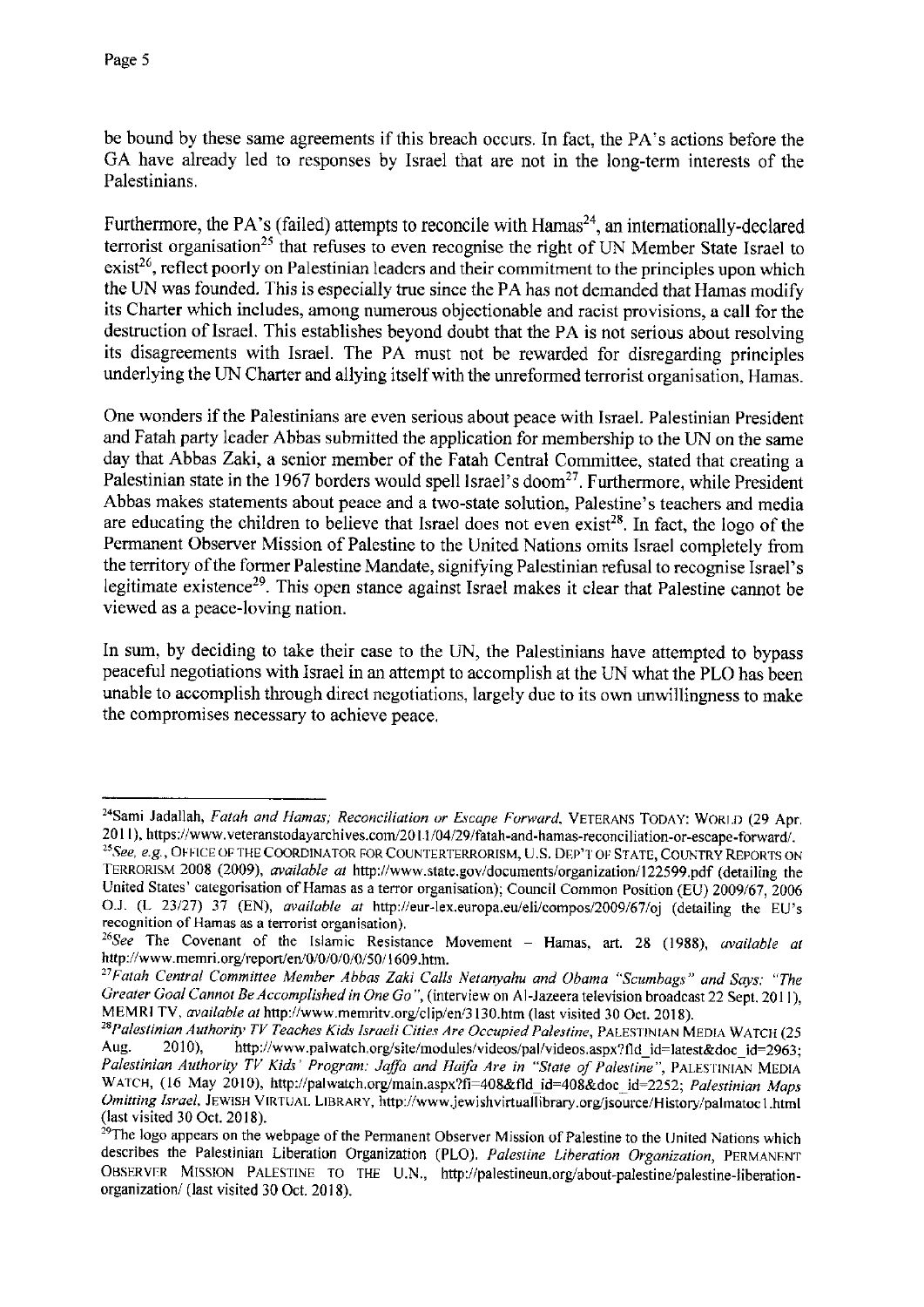be bound by these same agreements if this breach occurs. In fact, the PA's actions before the GA have already led to responses by Israel that are not in the long-term interests of the Palestinians.

Furthermore, the PA's (failed) attempts to reconcile with Hamas[24], an internationally-declared terrorist organisation[25] that refuses to even recognise the right of UN Member State Israel to exist[26], reflect poorly on Palestinian leaders and their commitment to the principles upon which the UN was founded. This is especially true since the PA has not demanded that Hamas modify its Charter which includes, among numerous objectionable and racist provisions, a call for the destruction of Israel. This establishes beyond doubt that the PA is not serious about resolving its disagreements with Israel. The PA must not be rewarded for disregarding principles underlying the UN Charter and allying itself with the unreformed terrorist organisation, Hamas.

One wonders if the Palestinians are even serious about peace with Israel. Palestinian President and Fatah party leader Abbas submitted the application for membership to the UN on the same day that Abbas Zaki, a senior member of the Fatah Central Committee, stated that creating a Palestinian state in the 1967 borders would spell Israel's doom[27]. Furthermore, while President Abbas makes statements about peace and a two-state solution, Palestine's teachers and media are educating the children to believe that Israel does not even exist[28]. In fact, the logo of the Permanent Observer Mission of Palestine to the United Nations omits Israel completely from the territory of the former Palestine Mandate, signifying Palestinian refusal to recognise Israel's legitimate existence[29]. This open stance against Israel makes it clear that Palestine cannot be viewed as a peace-loving nation.

In sum, by deciding to take their case to the UN, the Palestinians have attempted to bypass peaceful negotiations with Israel in an attempt to accomplish at the UN what the PLO has been unable to accomplish through direct negotiations, largely due to its own unwillingness to make the compromises necessary to achieve peace.

---

[24] Sami Jadallah, *Fatah and Hamas; Reconciliation or Escape Forward*, VETERANS TODAY: WORLD (29 Apr. 2011), https://www.veteranstodayarchives.com/2011/04/29/fatah-and-hamas-reconciliation-or-escape-forward/.

[25] *See, e.g.*, OFFICE OF THE COORDINATOR FOR COUNTERTERRORISM, U.S. DEP'T OF STATE, COUNTRY REPORTS ON TERRORISM 2008 (2009), *available at* http://www.state.gov/documents/organization/122599.pdf (detailing the United States' categorisation of Hamas as a terror organisation); Council Common Position (EU) 2009/67, 2006 O.J. (L 23/27) 37 (EN), *available at* http://eur-lex.europa.eu/eli/compos/2009/67/oj (detailing the EU's recognition of Hamas as a terrorist organisation).

[26] *See* The Covenant of the Islamic Resistance Movement – Hamas, art. 28 (1988), *available at* http://www.memri.org/report/en/0/0/0/0/0/50/1609.htm.

[27] *Fatah Central Committee Member Abbas Zaki Calls Netanyahu and Obama "Scumbags" and Says: "The Greater Goal Cannot Be Accomplished in One Go"*, (interview on Al-Jazeera television broadcast 22 Sept. 2011), MEMRI TV, *available at* http://www.memritv.org/clip/en/3130.htm (last visited 30 Oct. 2018).

[28] *Palestinian Authority TV Teaches Kids Israeli Cities Are Occupied Palestine*, PALESTINIAN MEDIA WATCH (25 Aug. 2010), http://www.palwatch.org/site/modules/videos/pal/videos.aspx?fld_id=latest&doc_id=2963; *Palestinian Authority TV Kids' Program: Jaffa and Haifa Are in "State of Palestine"*, PALESTINIAN MEDIA WATCH, (16 May 2010), http://palwatch.org/main.aspx?fi=408&fld_id=408&doc_id=2252; *Palestinian Maps Omitting Israel*, JEWISH VIRTUAL LIBRARY, http://www.jewishvirtuallibrary.org/jsource/History/palmatoc1.html (last visited 30 Oct. 2018).

[29] The logo appears on the webpage of the Permanent Observer Mission of Palestine to the United Nations which describes the Palestinian Liberation Organization (PLO). *Palestine Liberation Organization*, PERMANENT OBSERVER MISSION PALESTINE TO THE U.N., http://palestineun.org/about-palestine/palestine-liberation-organization/ (last visited 30 Oct. 2018).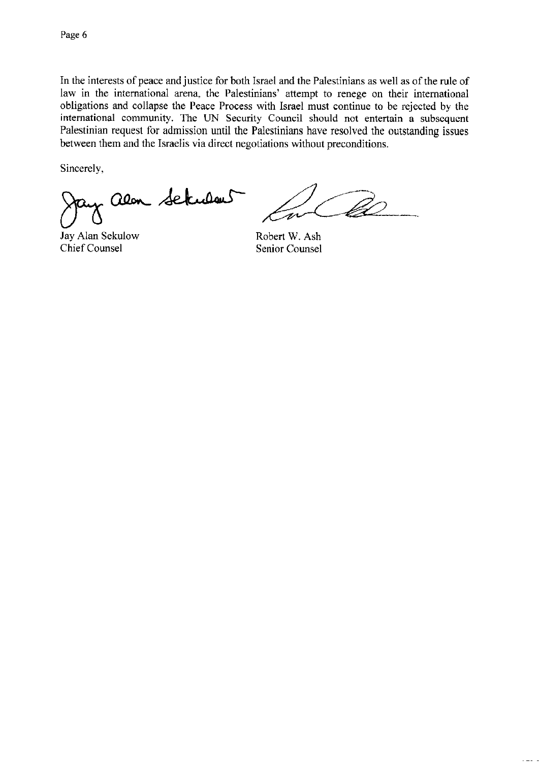In the interests of peace and justice for both Israel and the Palestinians as well as of the rule of law in the international arena, the Palestinians' attempt to renege on their international obligations and collapse the Peace Process with Israel must continue to be rejected by the international community. The UN Security Council should not entertain a subsequent Palestinian request for admission until the Palestinians have resolved the outstanding issues between them and the Israelis via direct negotiations without preconditions.

Sincerely,

| | |
|---|---|
| Jay Alan Sekulow | Robert W. Ash |
| Chief Counsel | Senior Counsel |